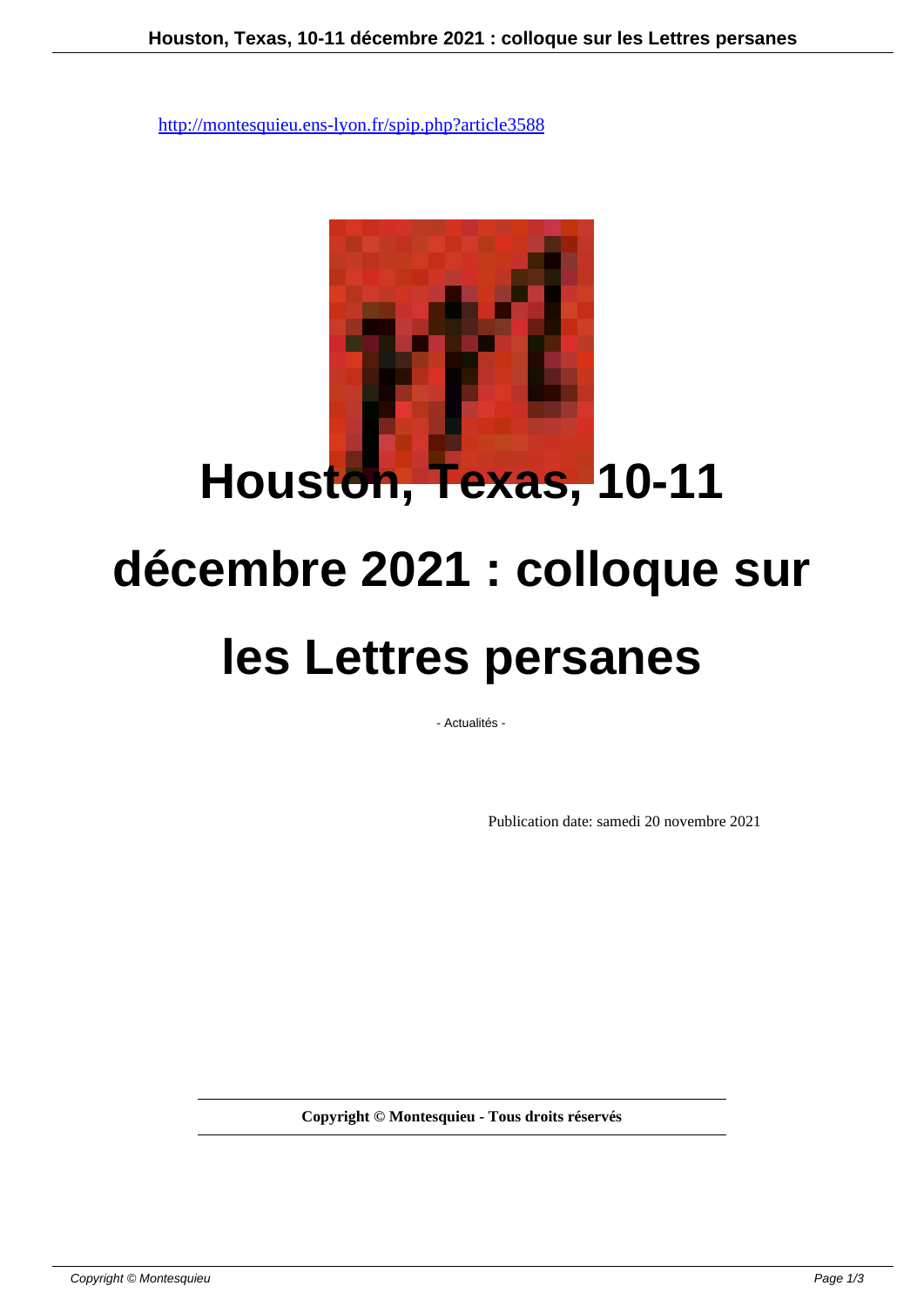http://montesquieu.ens-lyon.fr/spip.php?article3588

# Houston, Texas, 10-11 décembre 2021 : colloque sur les Lettres persanes

- Actualités -

Publication date: samedi 20 novembre 2021

**Copyright © Montesquieu - Tous droits réservés**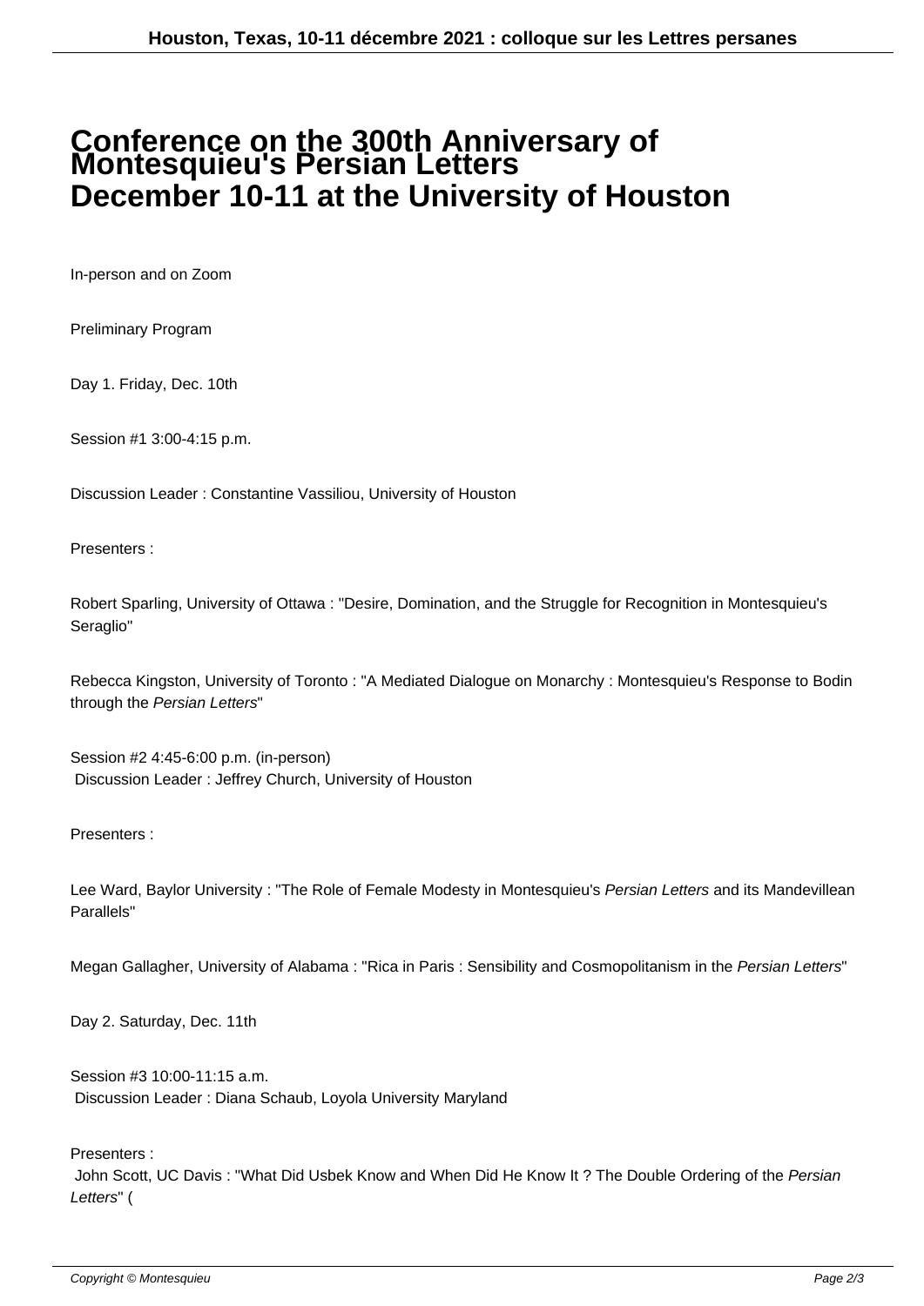# Conference on the 300th Anniversary of Montesquieu's Persian Letters December 10-11 at the University of Houston

In-person and on Zoom

Preliminary Program

Day 1. Friday, Dec. 10th

Session #1 3:00-4:15 p.m.

Discussion Leader : Constantine Vassiliou, University of Houston

Presenters :

Robert Sparling, University of Ottawa : "Desire, Domination, and the Struggle for Recognition in Montesquieu's Seraglio"

Rebecca Kingston, University of Toronto : "A Mediated Dialogue on Monarchy : Montesquieu's Response to Bodin through the *Persian Letters*"

Session #2 4:45-6:00 p.m. (in-person)
Discussion Leader : Jeffrey Church, University of Houston

Presenters :

Lee Ward, Baylor University : "The Role of Female Modesty in Montesquieu's *Persian Letters* and its Mandevillean Parallels"

Megan Gallagher, University of Alabama : "Rica in Paris : Sensibility and Cosmopolitanism in the *Persian Letters*"

Day 2. Saturday, Dec. 11th

Session #3 10:00-11:15 a.m.
Discussion Leader : Diana Schaub, Loyola University Maryland

Presenters :
John Scott, UC Davis : "What Did Usbek Know and When Did He Know It ? The Double Ordering of the *Persian Letters*" (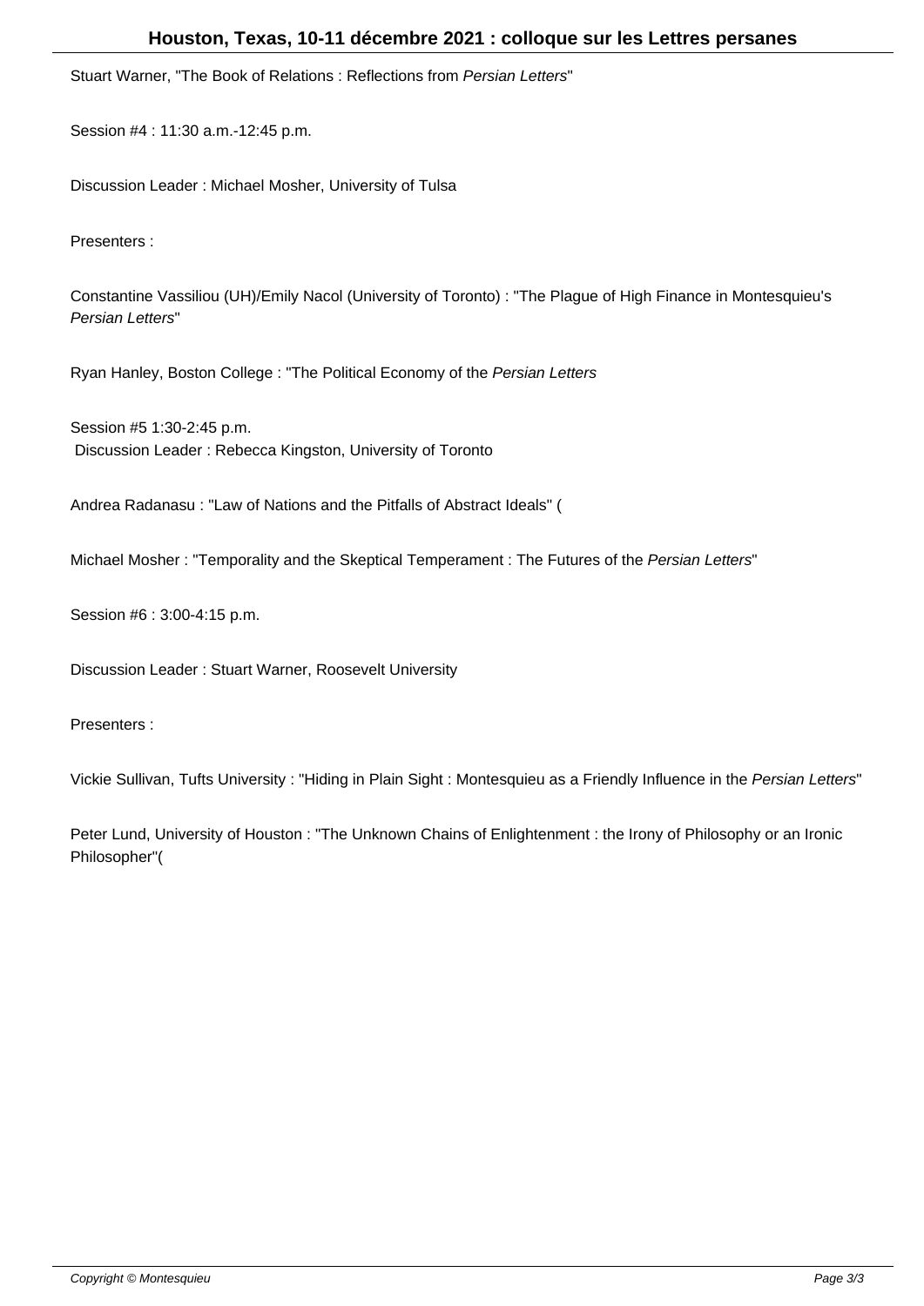Stuart Warner, "The Book of Relations : Reflections from *Persian Letters*"

Session #4 : 11:30 a.m.-12:45 p.m.

Discussion Leader : Michael Mosher, University of Tulsa

Presenters :

Constantine Vassiliou (UH)/Emily Nacol (University of Toronto) : "The Plague of High Finance in Montesquieu's *Persian Letters*"

Ryan Hanley, Boston College : "The Political Economy of the *Persian Letters*

Session #5 1:30-2:45 p.m.
Discussion Leader : Rebecca Kingston, University of Toronto

Andrea Radanasu : "Law of Nations and the Pitfalls of Abstract Ideals" (

Michael Mosher : "Temporality and the Skeptical Temperament : The Futures of the *Persian Letters*"

Session #6 : 3:00-4:15 p.m.

Discussion Leader : Stuart Warner, Roosevelt University

Presenters :

Vickie Sullivan, Tufts University : "Hiding in Plain Sight : Montesquieu as a Friendly Influence in the *Persian Letters*"

Peter Lund, University of Houston : "The Unknown Chains of Enlightenment : the Irony of Philosophy or an Ironic Philosopher"(